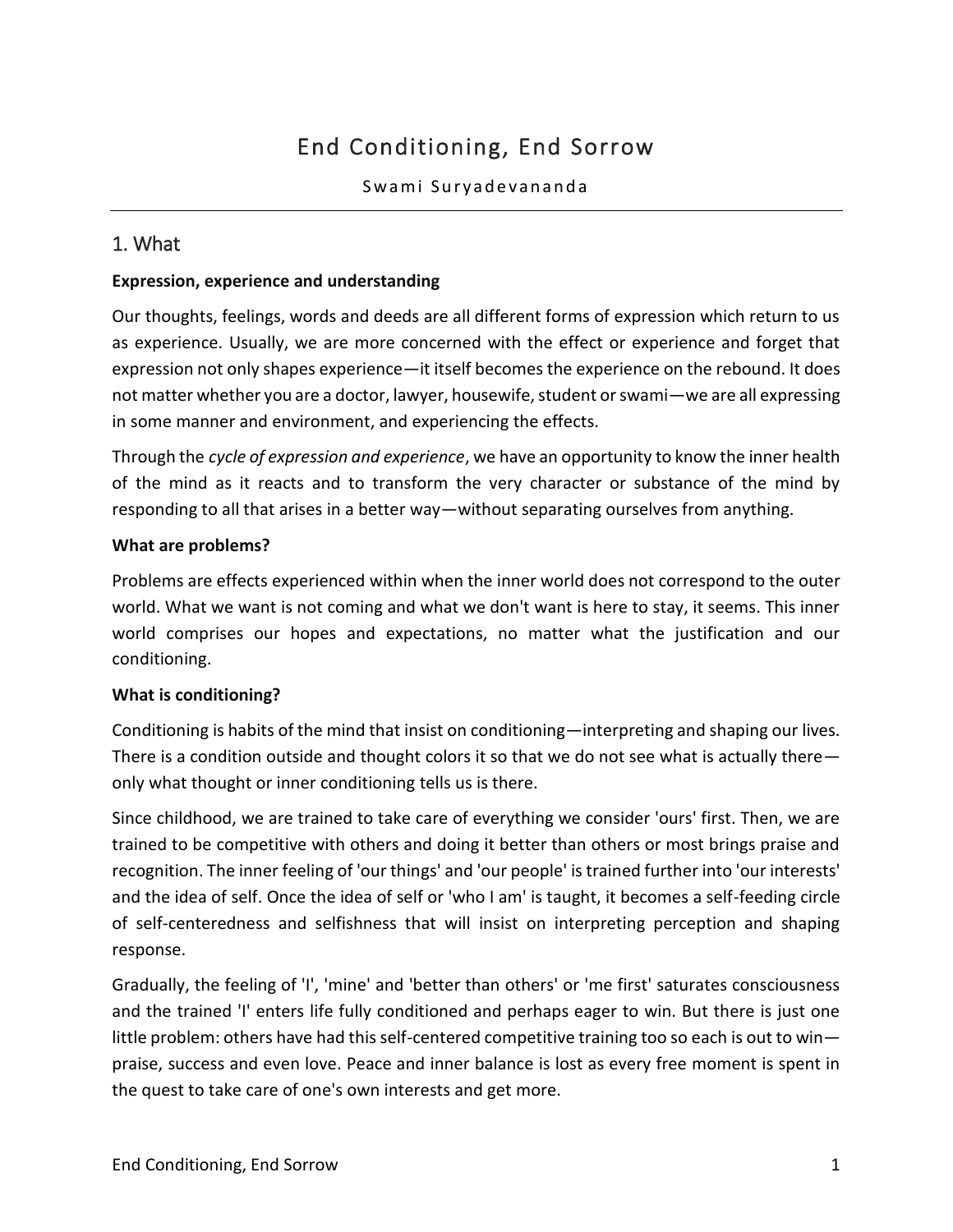# End Conditioning, End Sorrow

Swami Suryadevananda

## 1. What

**Expression, experience and understanding**

Our thoughts, feelings, words and deeds are all different forms of expression which return to us as experience. Usually, we are more concerned with the effect or experience and forget that expression not only shapes experience—it itself becomes the experience on the rebound. It does not matter whether you are a doctor, lawyer, housewife, student or swami—we are all expressing in some manner and environment, and experiencing the effects.

Through the *cycle of expression and experience*, we have an opportunity to know the inner health of the mind as it reacts and to transform the very character or substance of the mind by responding to all that arises in a better way—without separating ourselves from anything.

**What are problems?**

Problems are effects experienced within when the inner world does not correspond to the outer world. What we want is not coming and what we don't want is here to stay, it seems. This inner world comprises our hopes and expectations, no matter what the justification and our conditioning.

**What is conditioning?**

Conditioning is habits of the mind that insist on conditioning—interpreting and shaping our lives. There is a condition outside and thought colors it so that we do not see what is actually there—only what thought or inner conditioning tells us is there.

Since childhood, we are trained to take care of everything we consider 'ours' first. Then, we are trained to be competitive with others and doing it better than others or most brings praise and recognition. The inner feeling of 'our things' and 'our people' is trained further into 'our interests' and the idea of self. Once the idea of self or 'who I am' is taught, it becomes a self-feeding circle of self-centeredness and selfishness that will insist on interpreting perception and shaping response.

Gradually, the feeling of 'I', 'mine' and 'better than others' or 'me first' saturates consciousness and the trained 'I' enters life fully conditioned and perhaps eager to win. But there is just one little problem: others have had this self-centered competitive training too so each is out to win—praise, success and even love. Peace and inner balance is lost as every free moment is spent in the quest to take care of one's own interests and get more.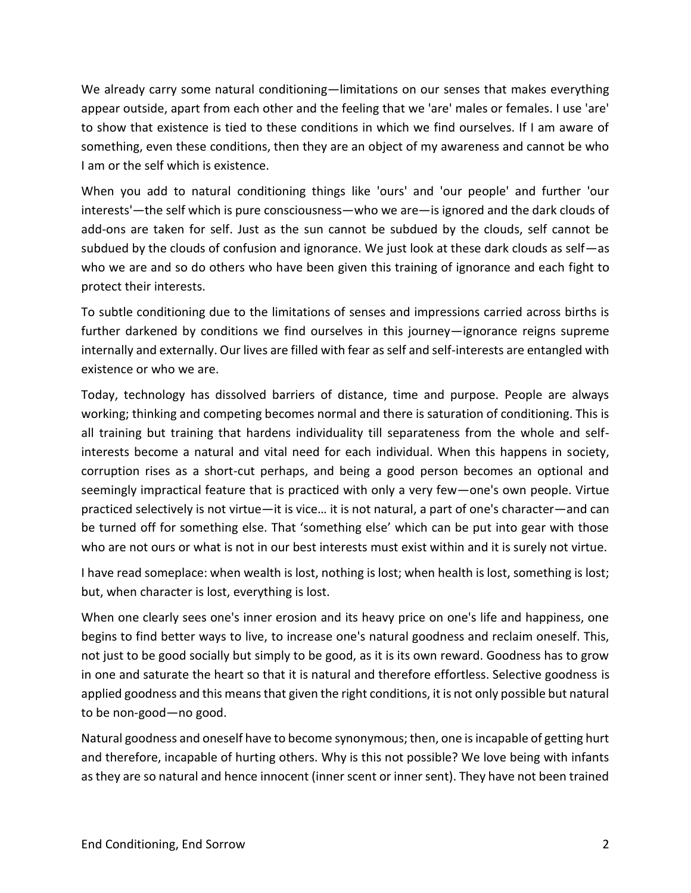We already carry some natural conditioning—limitations on our senses that makes everything appear outside, apart from each other and the feeling that we 'are' males or females. I use 'are' to show that existence is tied to these conditions in which we find ourselves. If I am aware of something, even these conditions, then they are an object of my awareness and cannot be who I am or the self which is existence.

When you add to natural conditioning things like 'ours' and 'our people' and further 'our interests'—the self which is pure consciousness—who we are—is ignored and the dark clouds of add-ons are taken for self. Just as the sun cannot be subdued by the clouds, self cannot be subdued by the clouds of confusion and ignorance. We just look at these dark clouds as self—as who we are and so do others who have been given this training of ignorance and each fight to protect their interests.

To subtle conditioning due to the limitations of senses and impressions carried across births is further darkened by conditions we find ourselves in this journey—ignorance reigns supreme internally and externally. Our lives are filled with fear as self and self-interests are entangled with existence or who we are.

Today, technology has dissolved barriers of distance, time and purpose. People are always working; thinking and competing becomes normal and there is saturation of conditioning. This is all training but training that hardens individuality till separateness from the whole and self-interests become a natural and vital need for each individual. When this happens in society, corruption rises as a short-cut perhaps, and being a good person becomes an optional and seemingly impractical feature that is practiced with only a very few—one's own people. Virtue practiced selectively is not virtue—it is vice… it is not natural, a part of one's character—and can be turned off for something else. That 'something else' which can be put into gear with those who are not ours or what is not in our best interests must exist within and it is surely not virtue.

I have read someplace: when wealth is lost, nothing is lost; when health is lost, something is lost; but, when character is lost, everything is lost.

When one clearly sees one's inner erosion and its heavy price on one's life and happiness, one begins to find better ways to live, to increase one's natural goodness and reclaim oneself. This, not just to be good socially but simply to be good, as it is its own reward. Goodness has to grow in one and saturate the heart so that it is natural and therefore effortless. Selective goodness is applied goodness and this means that given the right conditions, it is not only possible but natural to be non-good—no good.

Natural goodness and oneself have to become synonymous; then, one is incapable of getting hurt and therefore, incapable of hurting others. Why is this not possible? We love being with infants as they are so natural and hence innocent (inner scent or inner sent). They have not been trained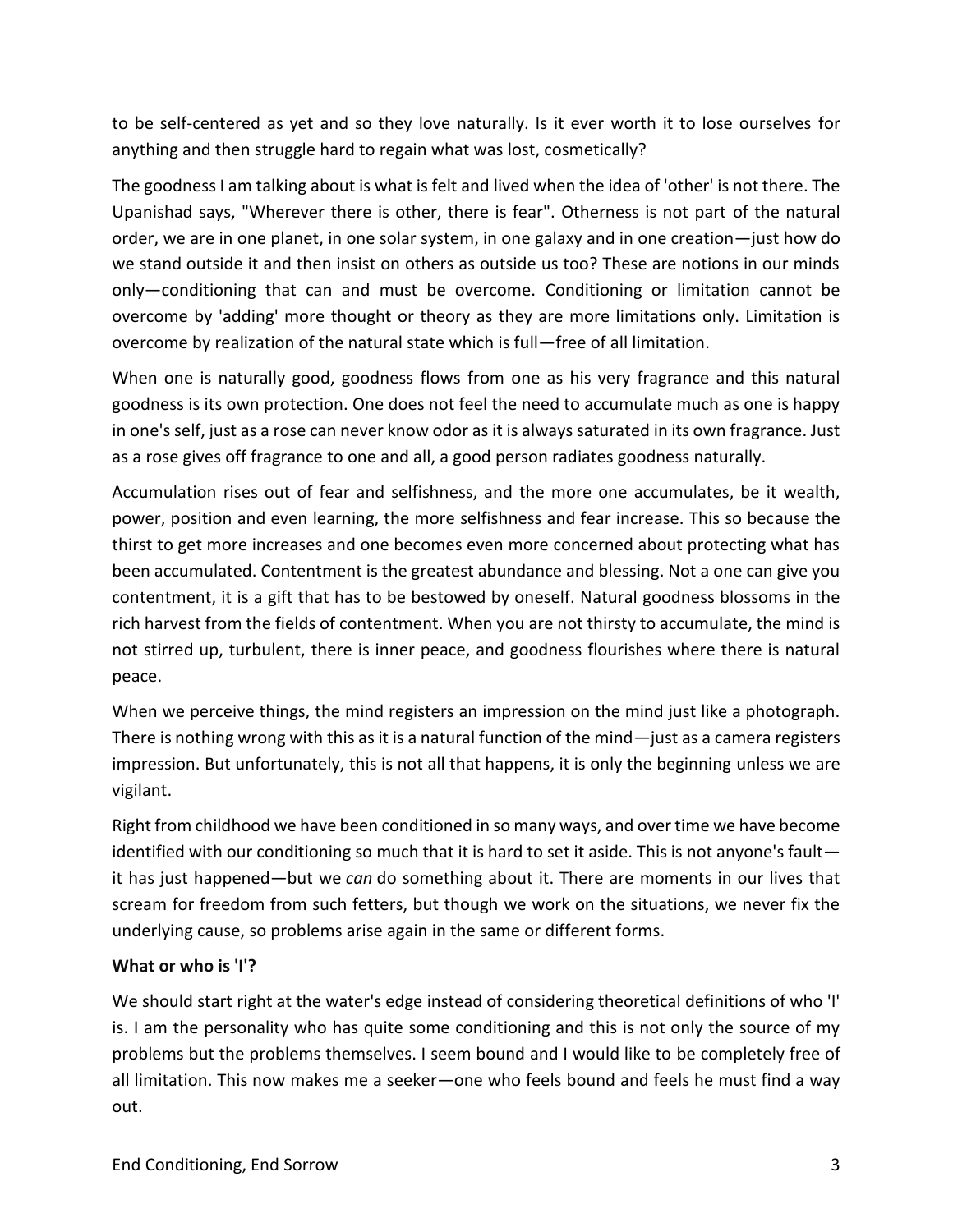to be self-centered as yet and so they love naturally. Is it ever worth it to lose ourselves for anything and then struggle hard to regain what was lost, cosmetically?

The goodness I am talking about is what is felt and lived when the idea of 'other' is not there. The Upanishad says, "Wherever there is other, there is fear". Otherness is not part of the natural order, we are in one planet, in one solar system, in one galaxy and in one creation—just how do we stand outside it and then insist on others as outside us too? These are notions in our minds only—conditioning that can and must be overcome. Conditioning or limitation cannot be overcome by 'adding' more thought or theory as they are more limitations only. Limitation is overcome by realization of the natural state which is full—free of all limitation.

When one is naturally good, goodness flows from one as his very fragrance and this natural goodness is its own protection. One does not feel the need to accumulate much as one is happy in one's self, just as a rose can never know odor as it is always saturated in its own fragrance. Just as a rose gives off fragrance to one and all, a good person radiates goodness naturally.

Accumulation rises out of fear and selfishness, and the more one accumulates, be it wealth, power, position and even learning, the more selfishness and fear increase. This so because the thirst to get more increases and one becomes even more concerned about protecting what has been accumulated. Contentment is the greatest abundance and blessing. Not a one can give you contentment, it is a gift that has to be bestowed by oneself. Natural goodness blossoms in the rich harvest from the fields of contentment. When you are not thirsty to accumulate, the mind is not stirred up, turbulent, there is inner peace, and goodness flourishes where there is natural peace.

When we perceive things, the mind registers an impression on the mind just like a photograph. There is nothing wrong with this as it is a natural function of the mind—just as a camera registers impression. But unfortunately, this is not all that happens, it is only the beginning unless we are vigilant.

Right from childhood we have been conditioned in so many ways, and over time we have become identified with our conditioning so much that it is hard to set it aside. This is not anyone's fault—it has just happened—but we *can* do something about it. There are moments in our lives that scream for freedom from such fetters, but though we work on the situations, we never fix the underlying cause, so problems arise again in the same or different forms.

**What or who is 'I'?**

We should start right at the water's edge instead of considering theoretical definitions of who 'I' is. I am the personality who has quite some conditioning and this is not only the source of my problems but the problems themselves. I seem bound and I would like to be completely free of all limitation. This now makes me a seeker—one who feels bound and feels he must find a way out.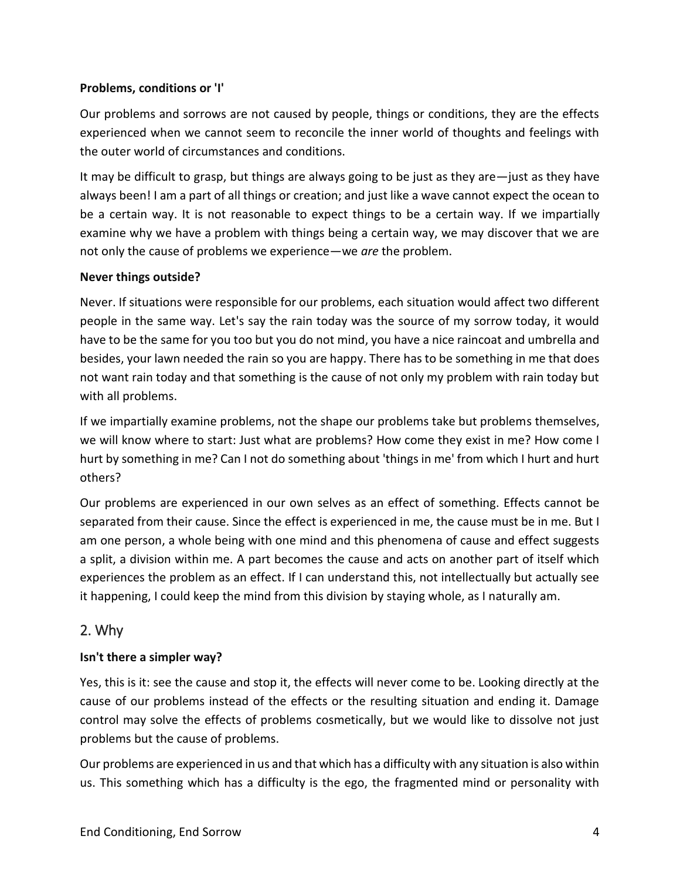**Problems, conditions or 'I'**

Our problems and sorrows are not caused by people, things or conditions, they are the effects experienced when we cannot seem to reconcile the inner world of thoughts and feelings with the outer world of circumstances and conditions.

It may be difficult to grasp, but things are always going to be just as they are—just as they have always been! I am a part of all things or creation; and just like a wave cannot expect the ocean to be a certain way. It is not reasonable to expect things to be a certain way. If we impartially examine why we have a problem with things being a certain way, we may discover that we are not only the cause of problems we experience—we *are* the problem.

**Never things outside?**

Never. If situations were responsible for our problems, each situation would affect two different people in the same way. Let's say the rain today was the source of my sorrow today, it would have to be the same for you too but you do not mind, you have a nice raincoat and umbrella and besides, your lawn needed the rain so you are happy. There has to be something in me that does not want rain today and that something is the cause of not only my problem with rain today but with all problems.

If we impartially examine problems, not the shape our problems take but problems themselves, we will know where to start: Just what are problems? How come they exist in me? How come I hurt by something in me? Can I not do something about 'things in me' from which I hurt and hurt others?

Our problems are experienced in our own selves as an effect of something. Effects cannot be separated from their cause. Since the effect is experienced in me, the cause must be in me. But I am one person, a whole being with one mind and this phenomena of cause and effect suggests a split, a division within me. A part becomes the cause and acts on another part of itself which experiences the problem as an effect. If I can understand this, not intellectually but actually see it happening, I could keep the mind from this division by staying whole, as I naturally am.

## 2. Why

**Isn't there a simpler way?**

Yes, this is it: see the cause and stop it, the effects will never come to be. Looking directly at the cause of our problems instead of the effects or the resulting situation and ending it. Damage control may solve the effects of problems cosmetically, but we would like to dissolve not just problems but the cause of problems.

Our problems are experienced in us and that which has a difficulty with any situation is also within us. This something which has a difficulty is the ego, the fragmented mind or personality with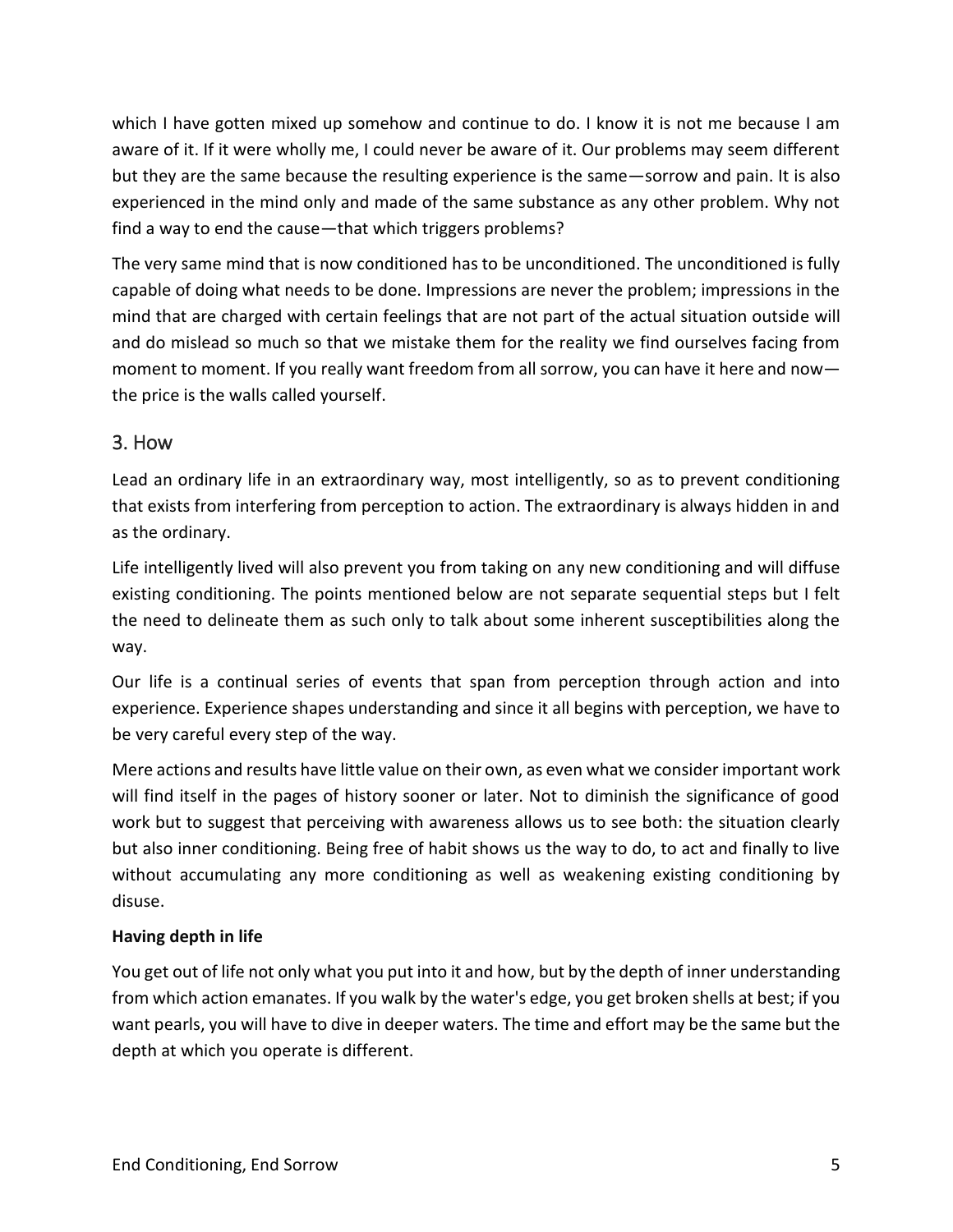which I have gotten mixed up somehow and continue to do. I know it is not me because I am aware of it. If it were wholly me, I could never be aware of it. Our problems may seem different but they are the same because the resulting experience is the same—sorrow and pain. It is also experienced in the mind only and made of the same substance as any other problem. Why not find a way to end the cause—that which triggers problems?

The very same mind that is now conditioned has to be unconditioned. The unconditioned is fully capable of doing what needs to be done. Impressions are never the problem; impressions in the mind that are charged with certain feelings that are not part of the actual situation outside will and do mislead so much so that we mistake them for the reality we find ourselves facing from moment to moment. If you really want freedom from all sorrow, you can have it here and now—the price is the walls called yourself.

## 3. How

Lead an ordinary life in an extraordinary way, most intelligently, so as to prevent conditioning that exists from interfering from perception to action. The extraordinary is always hidden in and as the ordinary.

Life intelligently lived will also prevent you from taking on any new conditioning and will diffuse existing conditioning. The points mentioned below are not separate sequential steps but I felt the need to delineate them as such only to talk about some inherent susceptibilities along the way.

Our life is a continual series of events that span from perception through action and into experience. Experience shapes understanding and since it all begins with perception, we have to be very careful every step of the way.

Mere actions and results have little value on their own, as even what we consider important work will find itself in the pages of history sooner or later. Not to diminish the significance of good work but to suggest that perceiving with awareness allows us to see both: the situation clearly but also inner conditioning. Being free of habit shows us the way to do, to act and finally to live without accumulating any more conditioning as well as weakening existing conditioning by disuse.

**Having depth in life**

You get out of life not only what you put into it and how, but by the depth of inner understanding from which action emanates. If you walk by the water's edge, you get broken shells at best; if you want pearls, you will have to dive in deeper waters. The time and effort may be the same but the depth at which you operate is different.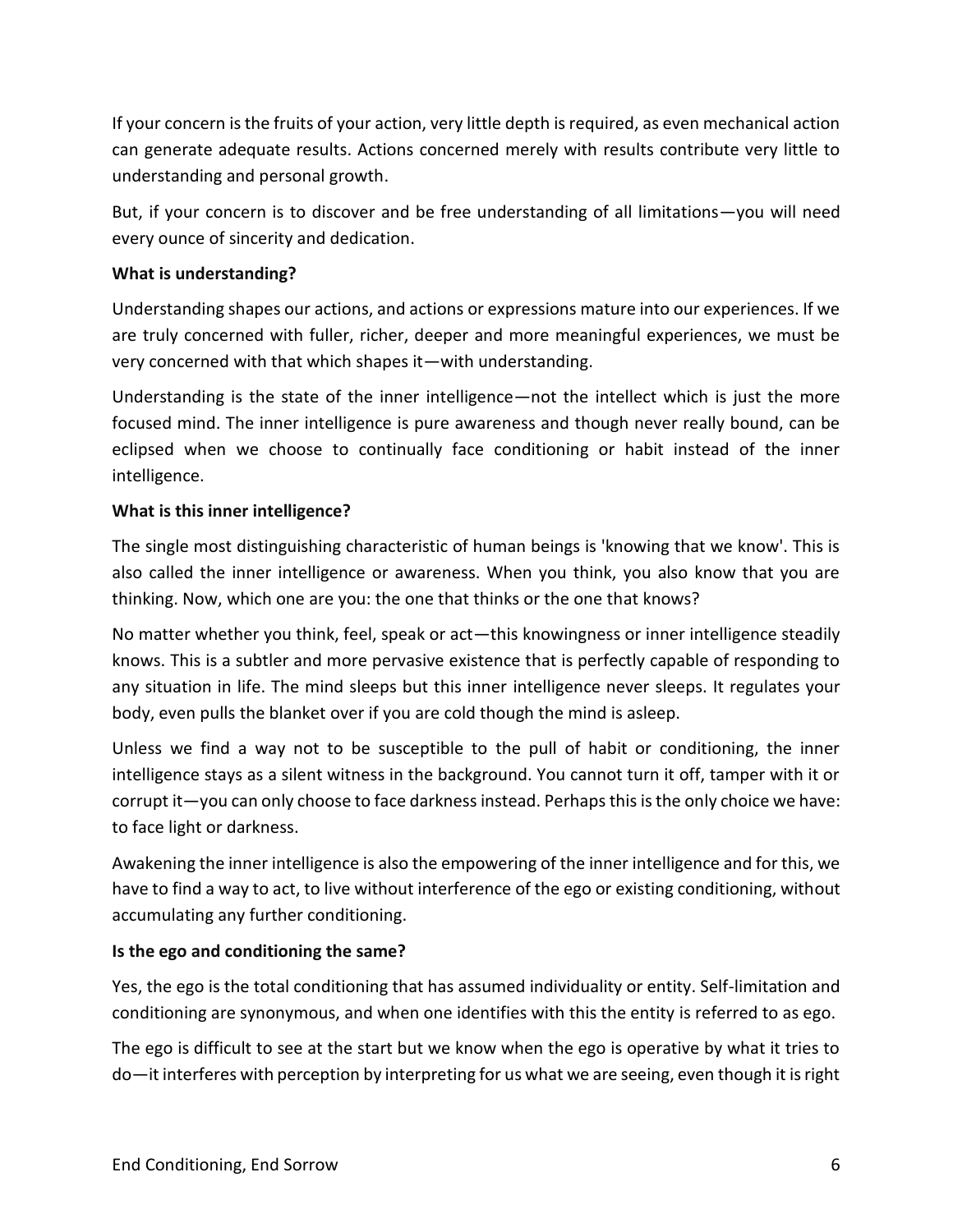If your concern is the fruits of your action, very little depth is required, as even mechanical action can generate adequate results. Actions concerned merely with results contribute very little to understanding and personal growth.

But, if your concern is to discover and be free understanding of all limitations—you will need every ounce of sincerity and dedication.

**What is understanding?**

Understanding shapes our actions, and actions or expressions mature into our experiences. If we are truly concerned with fuller, richer, deeper and more meaningful experiences, we must be very concerned with that which shapes it—with understanding.

Understanding is the state of the inner intelligence—not the intellect which is just the more focused mind. The inner intelligence is pure awareness and though never really bound, can be eclipsed when we choose to continually face conditioning or habit instead of the inner intelligence.

**What is this inner intelligence?**

The single most distinguishing characteristic of human beings is 'knowing that we know'. This is also called the inner intelligence or awareness. When you think, you also know that you are thinking. Now, which one are you: the one that thinks or the one that knows?

No matter whether you think, feel, speak or act—this knowingness or inner intelligence steadily knows. This is a subtler and more pervasive existence that is perfectly capable of responding to any situation in life. The mind sleeps but this inner intelligence never sleeps. It regulates your body, even pulls the blanket over if you are cold though the mind is asleep.

Unless we find a way not to be susceptible to the pull of habit or conditioning, the inner intelligence stays as a silent witness in the background. You cannot turn it off, tamper with it or corrupt it—you can only choose to face darkness instead. Perhaps this is the only choice we have: to face light or darkness.

Awakening the inner intelligence is also the empowering of the inner intelligence and for this, we have to find a way to act, to live without interference of the ego or existing conditioning, without accumulating any further conditioning.

**Is the ego and conditioning the same?**

Yes, the ego is the total conditioning that has assumed individuality or entity. Self-limitation and conditioning are synonymous, and when one identifies with this the entity is referred to as ego.

The ego is difficult to see at the start but we know when the ego is operative by what it tries to do—it interferes with perception by interpreting for us what we are seeing, even though it is right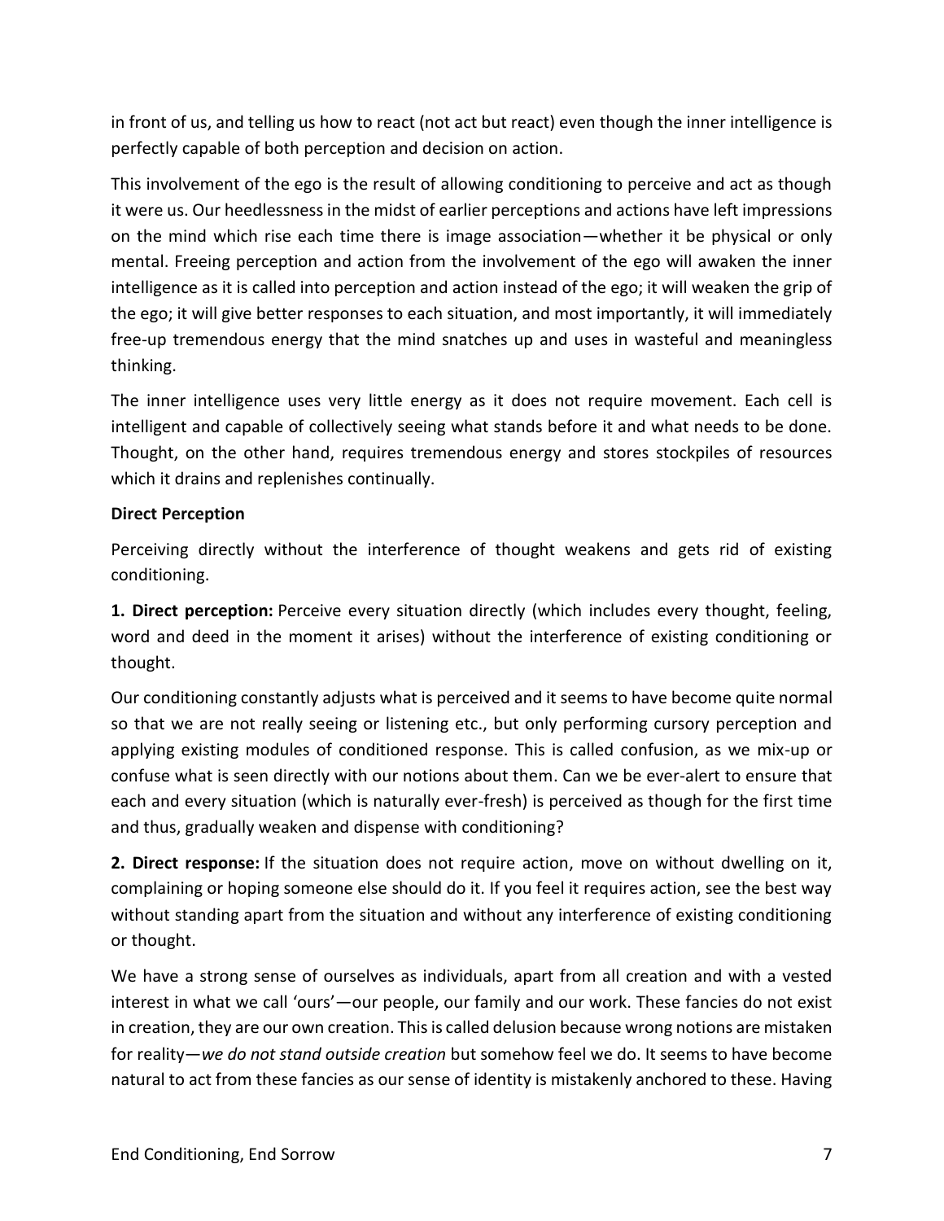in front of us, and telling us how to react (not act but react) even though the inner intelligence is perfectly capable of both perception and decision on action.

This involvement of the ego is the result of allowing conditioning to perceive and act as though it were us. Our heedlessness in the midst of earlier perceptions and actions have left impressions on the mind which rise each time there is image association—whether it be physical or only mental. Freeing perception and action from the involvement of the ego will awaken the inner intelligence as it is called into perception and action instead of the ego; it will weaken the grip of the ego; it will give better responses to each situation, and most importantly, it will immediately free-up tremendous energy that the mind snatches up and uses in wasteful and meaningless thinking.

The inner intelligence uses very little energy as it does not require movement. Each cell is intelligent and capable of collectively seeing what stands before it and what needs to be done. Thought, on the other hand, requires tremendous energy and stores stockpiles of resources which it drains and replenishes continually.

**Direct Perception**

Perceiving directly without the interference of thought weakens and gets rid of existing conditioning.

**1. Direct perception:** Perceive every situation directly (which includes every thought, feeling, word and deed in the moment it arises) without the interference of existing conditioning or thought.

Our conditioning constantly adjusts what is perceived and it seems to have become quite normal so that we are not really seeing or listening etc., but only performing cursory perception and applying existing modules of conditioned response. This is called confusion, as we mix-up or confuse what is seen directly with our notions about them. Can we be ever-alert to ensure that each and every situation (which is naturally ever-fresh) is perceived as though for the first time and thus, gradually weaken and dispense with conditioning?

**2. Direct response:** If the situation does not require action, move on without dwelling on it, complaining or hoping someone else should do it. If you feel it requires action, see the best way without standing apart from the situation and without any interference of existing conditioning or thought.

We have a strong sense of ourselves as individuals, apart from all creation and with a vested interest in what we call 'ours'—our people, our family and our work. These fancies do not exist in creation, they are our own creation. This is called delusion because wrong notions are mistaken for reality—*we do not stand outside creation* but somehow feel we do. It seems to have become natural to act from these fancies as our sense of identity is mistakenly anchored to these. Having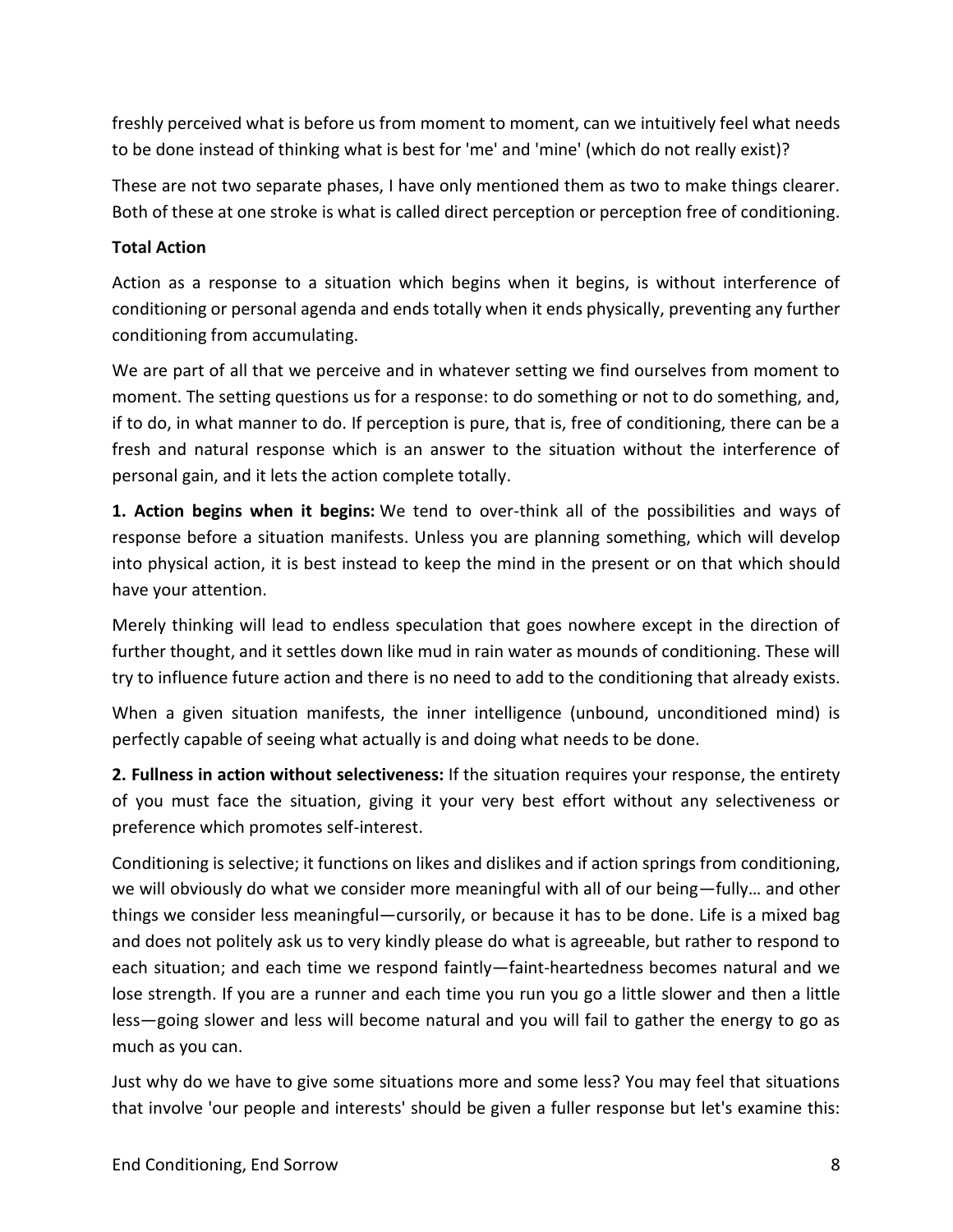freshly perceived what is before us from moment to moment, can we intuitively feel what needs to be done instead of thinking what is best for 'me' and 'mine' (which do not really exist)?

These are not two separate phases, I have only mentioned them as two to make things clearer. Both of these at one stroke is what is called direct perception or perception free of conditioning.

**Total Action**

Action as a response to a situation which begins when it begins, is without interference of conditioning or personal agenda and ends totally when it ends physically, preventing any further conditioning from accumulating.

We are part of all that we perceive and in whatever setting we find ourselves from moment to moment. The setting questions us for a response: to do something or not to do something, and, if to do, in what manner to do. If perception is pure, that is, free of conditioning, there can be a fresh and natural response which is an answer to the situation without the interference of personal gain, and it lets the action complete totally.

**1. Action begins when it begins:** We tend to over-think all of the possibilities and ways of response before a situation manifests. Unless you are planning something, which will develop into physical action, it is best instead to keep the mind in the present or on that which should have your attention.

Merely thinking will lead to endless speculation that goes nowhere except in the direction of further thought, and it settles down like mud in rain water as mounds of conditioning. These will try to influence future action and there is no need to add to the conditioning that already exists.

When a given situation manifests, the inner intelligence (unbound, unconditioned mind) is perfectly capable of seeing what actually is and doing what needs to be done.

**2. Fullness in action without selectiveness:** If the situation requires your response, the entirety of you must face the situation, giving it your very best effort without any selectiveness or preference which promotes self-interest.

Conditioning is selective; it functions on likes and dislikes and if action springs from conditioning, we will obviously do what we consider more meaningful with all of our being—fully… and other things we consider less meaningful—cursorily, or because it has to be done. Life is a mixed bag and does not politely ask us to very kindly please do what is agreeable, but rather to respond to each situation; and each time we respond faintly—faint-heartedness becomes natural and we lose strength. If you are a runner and each time you run you go a little slower and then a little less—going slower and less will become natural and you will fail to gather the energy to go as much as you can.

Just why do we have to give some situations more and some less? You may feel that situations that involve 'our people and interests' should be given a fuller response but let's examine this: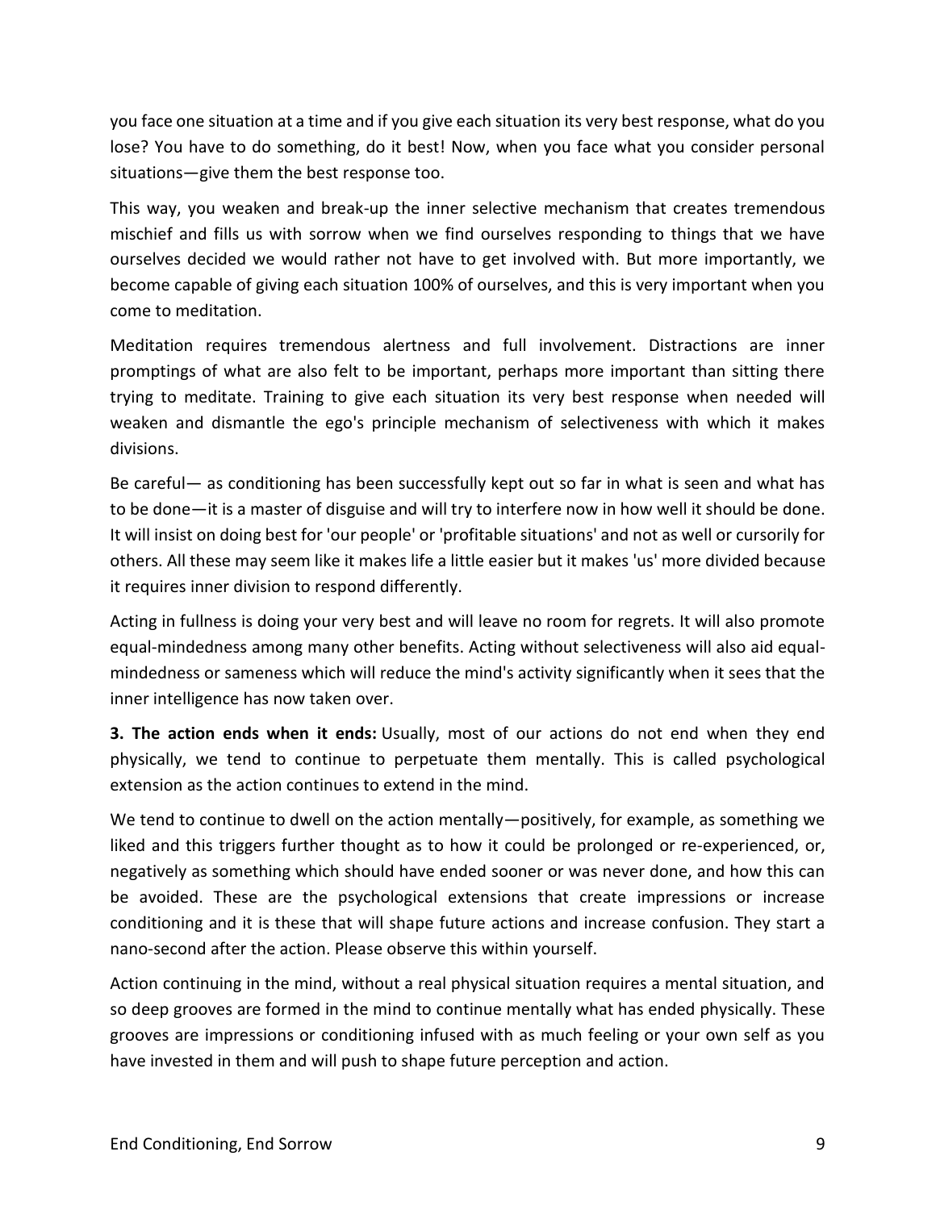you face one situation at a time and if you give each situation its very best response, what do you lose? You have to do something, do it best! Now, when you face what you consider personal situations—give them the best response too.

This way, you weaken and break-up the inner selective mechanism that creates tremendous mischief and fills us with sorrow when we find ourselves responding to things that we have ourselves decided we would rather not have to get involved with. But more importantly, we become capable of giving each situation 100% of ourselves, and this is very important when you come to meditation.

Meditation requires tremendous alertness and full involvement. Distractions are inner promptings of what are also felt to be important, perhaps more important than sitting there trying to meditate. Training to give each situation its very best response when needed will weaken and dismantle the ego's principle mechanism of selectiveness with which it makes divisions.

Be careful— as conditioning has been successfully kept out so far in what is seen and what has to be done—it is a master of disguise and will try to interfere now in how well it should be done. It will insist on doing best for 'our people' or 'profitable situations' and not as well or cursorily for others. All these may seem like it makes life a little easier but it makes 'us' more divided because it requires inner division to respond differently.

Acting in fullness is doing your very best and will leave no room for regrets. It will also promote equal-mindedness among many other benefits. Acting without selectiveness will also aid equal-mindedness or sameness which will reduce the mind's activity significantly when it sees that the inner intelligence has now taken over.

**3. The action ends when it ends:** Usually, most of our actions do not end when they end physically, we tend to continue to perpetuate them mentally. This is called psychological extension as the action continues to extend in the mind.

We tend to continue to dwell on the action mentally—positively, for example, as something we liked and this triggers further thought as to how it could be prolonged or re-experienced, or, negatively as something which should have ended sooner or was never done, and how this can be avoided. These are the psychological extensions that create impressions or increase conditioning and it is these that will shape future actions and increase confusion. They start a nano-second after the action. Please observe this within yourself.

Action continuing in the mind, without a real physical situation requires a mental situation, and so deep grooves are formed in the mind to continue mentally what has ended physically. These grooves are impressions or conditioning infused with as much feeling or your own self as you have invested in them and will push to shape future perception and action.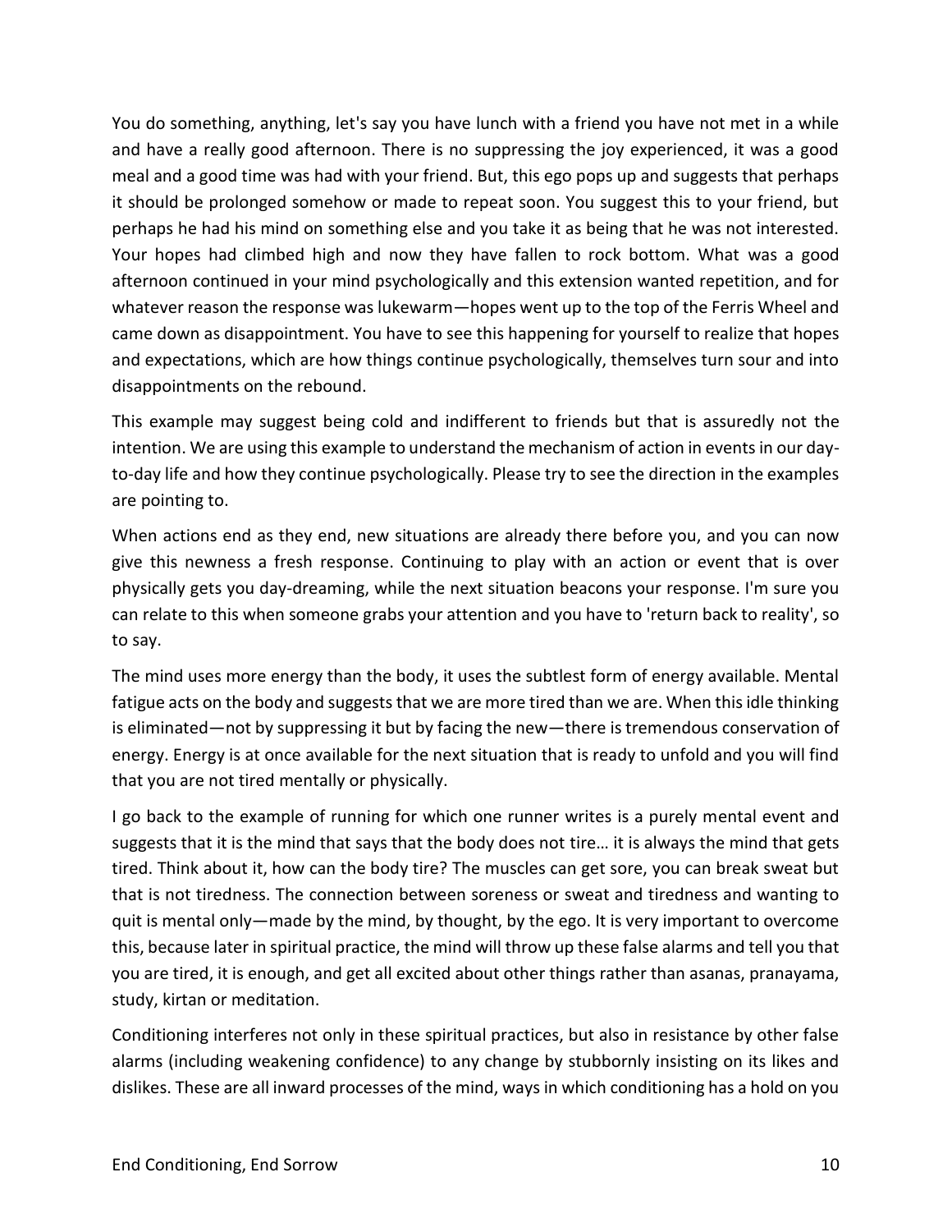You do something, anything, let's say you have lunch with a friend you have not met in a while and have a really good afternoon. There is no suppressing the joy experienced, it was a good meal and a good time was had with your friend. But, this ego pops up and suggests that perhaps it should be prolonged somehow or made to repeat soon. You suggest this to your friend, but perhaps he had his mind on something else and you take it as being that he was not interested. Your hopes had climbed high and now they have fallen to rock bottom. What was a good afternoon continued in your mind psychologically and this extension wanted repetition, and for whatever reason the response was lukewarm—hopes went up to the top of the Ferris Wheel and came down as disappointment. You have to see this happening for yourself to realize that hopes and expectations, which are how things continue psychologically, themselves turn sour and into disappointments on the rebound.

This example may suggest being cold and indifferent to friends but that is assuredly not the intention. We are using this example to understand the mechanism of action in events in our day-to-day life and how they continue psychologically. Please try to see the direction in the examples are pointing to.

When actions end as they end, new situations are already there before you, and you can now give this newness a fresh response. Continuing to play with an action or event that is over physically gets you day-dreaming, while the next situation beacons your response. I'm sure you can relate to this when someone grabs your attention and you have to 'return back to reality', so to say.

The mind uses more energy than the body, it uses the subtlest form of energy available. Mental fatigue acts on the body and suggests that we are more tired than we are. When this idle thinking is eliminated—not by suppressing it but by facing the new—there is tremendous conservation of energy. Energy is at once available for the next situation that is ready to unfold and you will find that you are not tired mentally or physically.

I go back to the example of running for which one runner writes is a purely mental event and suggests that it is the mind that says that the body does not tire… it is always the mind that gets tired. Think about it, how can the body tire? The muscles can get sore, you can break sweat but that is not tiredness. The connection between soreness or sweat and tiredness and wanting to quit is mental only—made by the mind, by thought, by the ego. It is very important to overcome this, because later in spiritual practice, the mind will throw up these false alarms and tell you that you are tired, it is enough, and get all excited about other things rather than asanas, pranayama, study, kirtan or meditation.

Conditioning interferes not only in these spiritual practices, but also in resistance by other false alarms (including weakening confidence) to any change by stubbornly insisting on its likes and dislikes. These are all inward processes of the mind, ways in which conditioning has a hold on you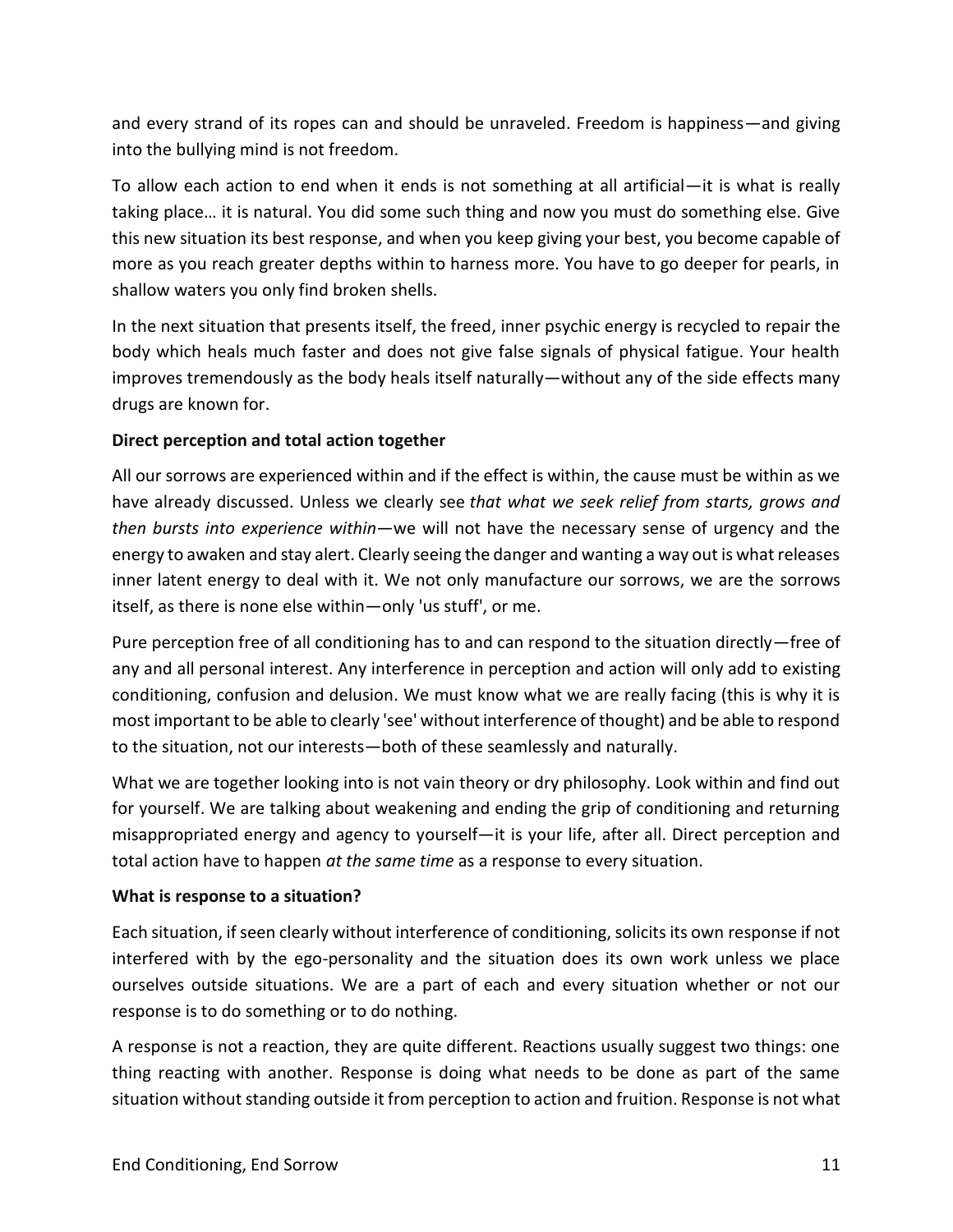and every strand of its ropes can and should be unraveled. Freedom is happiness—and giving into the bullying mind is not freedom.

To allow each action to end when it ends is not something at all artificial—it is what is really taking place… it is natural. You did some such thing and now you must do something else. Give this new situation its best response, and when you keep giving your best, you become capable of more as you reach greater depths within to harness more. You have to go deeper for pearls, in shallow waters you only find broken shells.

In the next situation that presents itself, the freed, inner psychic energy is recycled to repair the body which heals much faster and does not give false signals of physical fatigue. Your health improves tremendously as the body heals itself naturally—without any of the side effects many drugs are known for.

**Direct perception and total action together**

All our sorrows are experienced within and if the effect is within, the cause must be within as we have already discussed. Unless we clearly see *that what we seek relief from starts, grows and then bursts into experience within*—we will not have the necessary sense of urgency and the energy to awaken and stay alert. Clearly seeing the danger and wanting a way out is what releases inner latent energy to deal with it. We not only manufacture our sorrows, we are the sorrows itself, as there is none else within—only 'us stuff', or me.

Pure perception free of all conditioning has to and can respond to the situation directly—free of any and all personal interest. Any interference in perception and action will only add to existing conditioning, confusion and delusion. We must know what we are really facing (this is why it is most important to be able to clearly 'see' without interference of thought) and be able to respond to the situation, not our interests—both of these seamlessly and naturally.

What we are together looking into is not vain theory or dry philosophy. Look within and find out for yourself. We are talking about weakening and ending the grip of conditioning and returning misappropriated energy and agency to yourself—it is your life, after all. Direct perception and total action have to happen *at the same time* as a response to every situation.

**What is response to a situation?**

Each situation, if seen clearly without interference of conditioning, solicits its own response if not interfered with by the ego-personality and the situation does its own work unless we place ourselves outside situations. We are a part of each and every situation whether or not our response is to do something or to do nothing.

A response is not a reaction, they are quite different. Reactions usually suggest two things: one thing reacting with another. Response is doing what needs to be done as part of the same situation without standing outside it from perception to action and fruition. Response is not what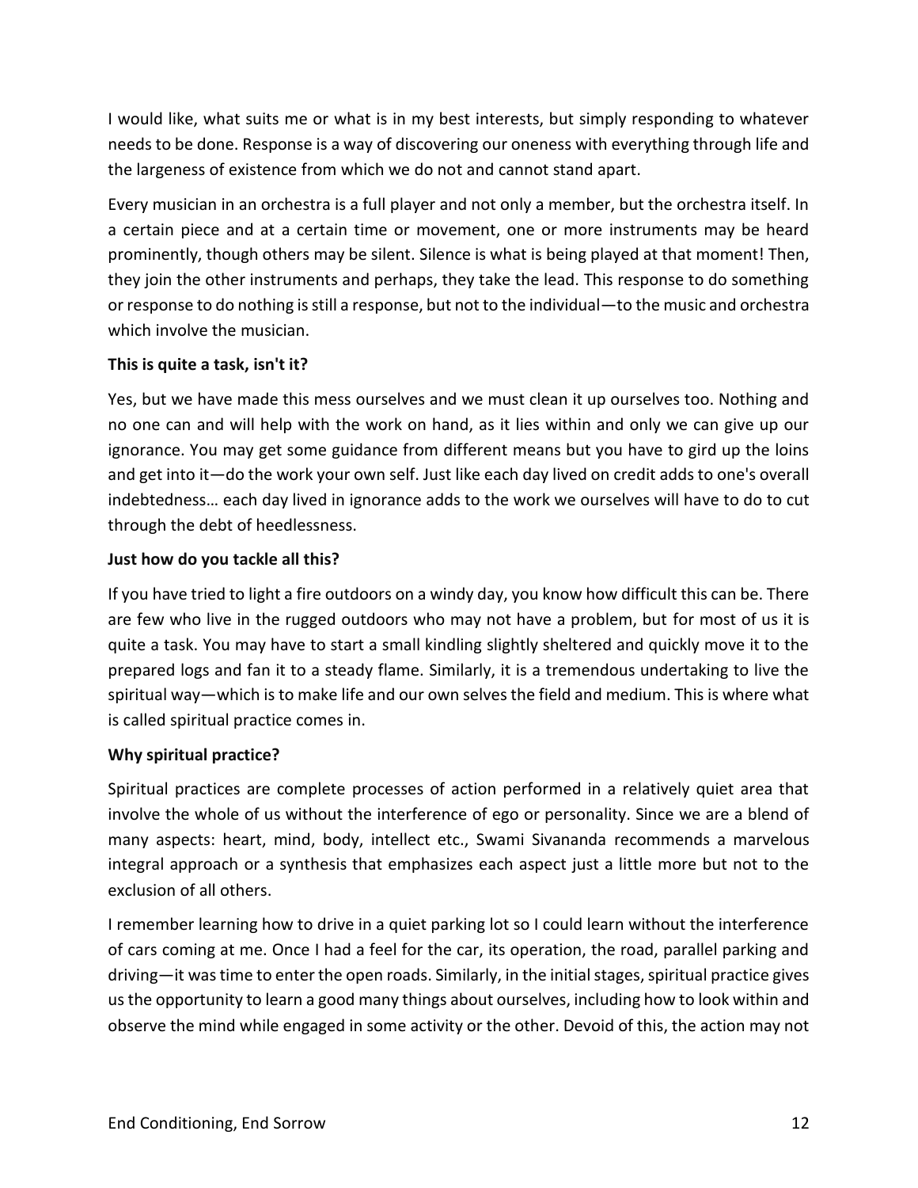I would like, what suits me or what is in my best interests, but simply responding to whatever needs to be done. Response is a way of discovering our oneness with everything through life and the largeness of existence from which we do not and cannot stand apart.

Every musician in an orchestra is a full player and not only a member, but the orchestra itself. In a certain piece and at a certain time or movement, one or more instruments may be heard prominently, though others may be silent. Silence is what is being played at that moment! Then, they join the other instruments and perhaps, they take the lead. This response to do something or response to do nothing is still a response, but not to the individual—to the music and orchestra which involve the musician.

**This is quite a task, isn't it?**

Yes, but we have made this mess ourselves and we must clean it up ourselves too. Nothing and no one can and will help with the work on hand, as it lies within and only we can give up our ignorance. You may get some guidance from different means but you have to gird up the loins and get into it—do the work your own self. Just like each day lived on credit adds to one's overall indebtedness… each day lived in ignorance adds to the work we ourselves will have to do to cut through the debt of heedlessness.

**Just how do you tackle all this?**

If you have tried to light a fire outdoors on a windy day, you know how difficult this can be. There are few who live in the rugged outdoors who may not have a problem, but for most of us it is quite a task. You may have to start a small kindling slightly sheltered and quickly move it to the prepared logs and fan it to a steady flame. Similarly, it is a tremendous undertaking to live the spiritual way—which is to make life and our own selves the field and medium. This is where what is called spiritual practice comes in.

**Why spiritual practice?**

Spiritual practices are complete processes of action performed in a relatively quiet area that involve the whole of us without the interference of ego or personality. Since we are a blend of many aspects: heart, mind, body, intellect etc., Swami Sivananda recommends a marvelous integral approach or a synthesis that emphasizes each aspect just a little more but not to the exclusion of all others.

I remember learning how to drive in a quiet parking lot so I could learn without the interference of cars coming at me. Once I had a feel for the car, its operation, the road, parallel parking and driving—it was time to enter the open roads. Similarly, in the initial stages, spiritual practice gives us the opportunity to learn a good many things about ourselves, including how to look within and observe the mind while engaged in some activity or the other. Devoid of this, the action may not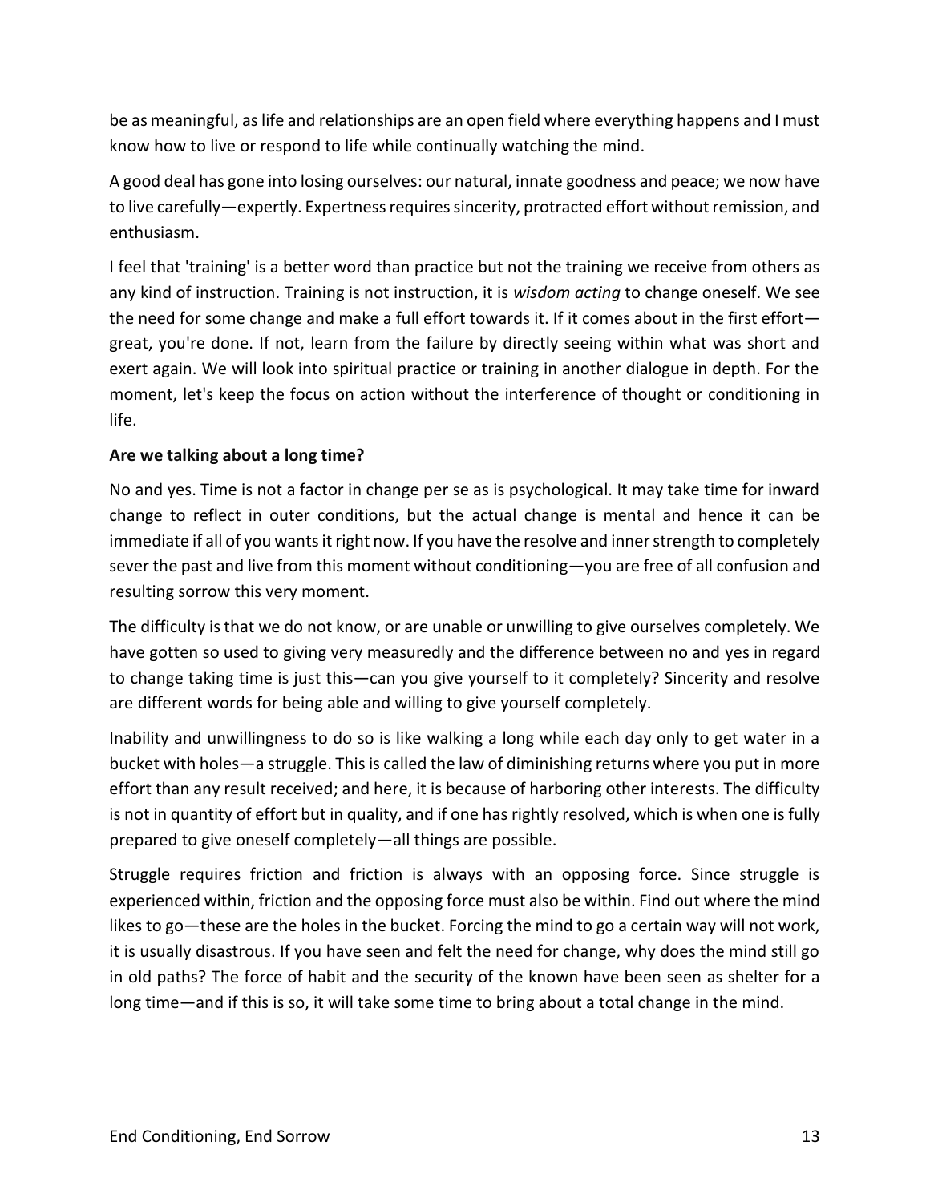be as meaningful, as life and relationships are an open field where everything happens and I must know how to live or respond to life while continually watching the mind.

A good deal has gone into losing ourselves: our natural, innate goodness and peace; we now have to live carefully—expertly. Expertness requires sincerity, protracted effort without remission, and enthusiasm.

I feel that 'training' is a better word than practice but not the training we receive from others as any kind of instruction. Training is not instruction, it is *wisdom acting* to change oneself. We see the need for some change and make a full effort towards it. If it comes about in the first effort—great, you're done. If not, learn from the failure by directly seeing within what was short and exert again. We will look into spiritual practice or training in another dialogue in depth. For the moment, let's keep the focus on action without the interference of thought or conditioning in life.

**Are we talking about a long time?**

No and yes. Time is not a factor in change per se as is psychological. It may take time for inward change to reflect in outer conditions, but the actual change is mental and hence it can be immediate if all of you wants it right now. If you have the resolve and inner strength to completely sever the past and live from this moment without conditioning—you are free of all confusion and resulting sorrow this very moment.

The difficulty is that we do not know, or are unable or unwilling to give ourselves completely. We have gotten so used to giving very measuredly and the difference between no and yes in regard to change taking time is just this—can you give yourself to it completely? Sincerity and resolve are different words for being able and willing to give yourself completely.

Inability and unwillingness to do so is like walking a long while each day only to get water in a bucket with holes—a struggle. This is called the law of diminishing returns where you put in more effort than any result received; and here, it is because of harboring other interests. The difficulty is not in quantity of effort but in quality, and if one has rightly resolved, which is when one is fully prepared to give oneself completely—all things are possible.

Struggle requires friction and friction is always with an opposing force. Since struggle is experienced within, friction and the opposing force must also be within. Find out where the mind likes to go—these are the holes in the bucket. Forcing the mind to go a certain way will not work, it is usually disastrous. If you have seen and felt the need for change, why does the mind still go in old paths? The force of habit and the security of the known have been seen as shelter for a long time—and if this is so, it will take some time to bring about a total change in the mind.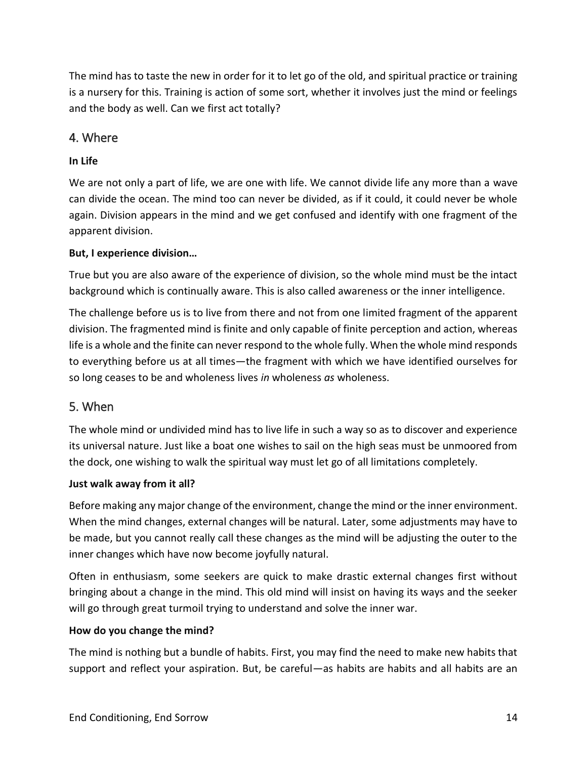The mind has to taste the new in order for it to let go of the old, and spiritual practice or training is a nursery for this. Training is action of some sort, whether it involves just the mind or feelings and the body as well. Can we first act totally?

## 4. Where

**In Life**

We are not only a part of life, we are one with life. We cannot divide life any more than a wave can divide the ocean. The mind too can never be divided, as if it could, it could never be whole again. Division appears in the mind and we get confused and identify with one fragment of the apparent division.

**But, I experience division…**

True but you are also aware of the experience of division, so the whole mind must be the intact background which is continually aware. This is also called awareness or the inner intelligence.

The challenge before us is to live from there and not from one limited fragment of the apparent division. The fragmented mind is finite and only capable of finite perception and action, whereas life is a whole and the finite can never respond to the whole fully. When the whole mind responds to everything before us at all times—the fragment with which we have identified ourselves for so long ceases to be and wholeness lives *in* wholeness *as* wholeness.

## 5. When

The whole mind or undivided mind has to live life in such a way so as to discover and experience its universal nature. Just like a boat one wishes to sail on the high seas must be unmoored from the dock, one wishing to walk the spiritual way must let go of all limitations completely.

**Just walk away from it all?**

Before making any major change of the environment, change the mind or the inner environment. When the mind changes, external changes will be natural. Later, some adjustments may have to be made, but you cannot really call these changes as the mind will be adjusting the outer to the inner changes which have now become joyfully natural.

Often in enthusiasm, some seekers are quick to make drastic external changes first without bringing about a change in the mind. This old mind will insist on having its ways and the seeker will go through great turmoil trying to understand and solve the inner war.

**How do you change the mind?**

The mind is nothing but a bundle of habits. First, you may find the need to make new habits that support and reflect your aspiration. But, be careful—as habits are habits and all habits are an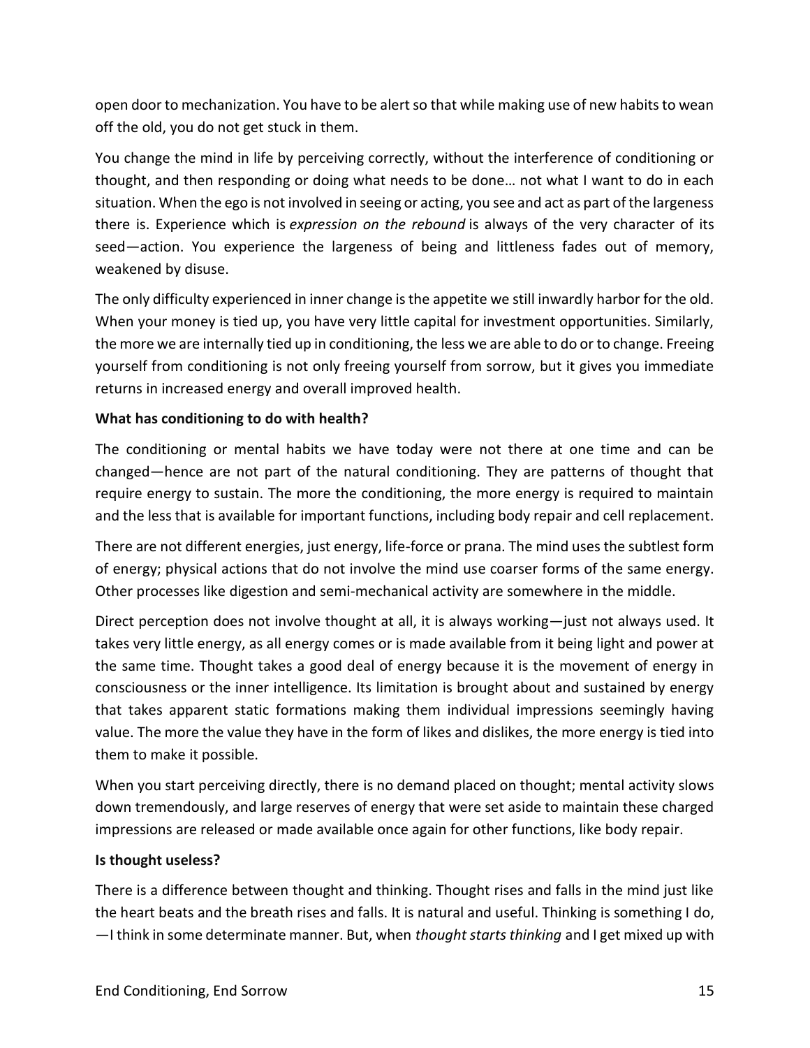open door to mechanization. You have to be alert so that while making use of new habits to wean off the old, you do not get stuck in them.

You change the mind in life by perceiving correctly, without the interference of conditioning or thought, and then responding or doing what needs to be done… not what I want to do in each situation. When the ego is not involved in seeing or acting, you see and act as part of the largeness there is. Experience which is *expression on the rebound* is always of the very character of its seed—action. You experience the largeness of being and littleness fades out of memory, weakened by disuse.

The only difficulty experienced in inner change is the appetite we still inwardly harbor for the old. When your money is tied up, you have very little capital for investment opportunities. Similarly, the more we are internally tied up in conditioning, the less we are able to do or to change. Freeing yourself from conditioning is not only freeing yourself from sorrow, but it gives you immediate returns in increased energy and overall improved health.

**What has conditioning to do with health?**

The conditioning or mental habits we have today were not there at one time and can be changed—hence are not part of the natural conditioning. They are patterns of thought that require energy to sustain. The more the conditioning, the more energy is required to maintain and the less that is available for important functions, including body repair and cell replacement.

There are not different energies, just energy, life-force or prana. The mind uses the subtlest form of energy; physical actions that do not involve the mind use coarser forms of the same energy. Other processes like digestion and semi-mechanical activity are somewhere in the middle.

Direct perception does not involve thought at all, it is always working—just not always used. It takes very little energy, as all energy comes or is made available from it being light and power at the same time. Thought takes a good deal of energy because it is the movement of energy in consciousness or the inner intelligence. Its limitation is brought about and sustained by energy that takes apparent static formations making them individual impressions seemingly having value. The more the value they have in the form of likes and dislikes, the more energy is tied into them to make it possible.

When you start perceiving directly, there is no demand placed on thought; mental activity slows down tremendously, and large reserves of energy that were set aside to maintain these charged impressions are released or made available once again for other functions, like body repair.

**Is thought useless?**

There is a difference between thought and thinking. Thought rises and falls in the mind just like the heart beats and the breath rises and falls. It is natural and useful. Thinking is something I do, —I think in some determinate manner. But, when *thought starts thinking* and I get mixed up with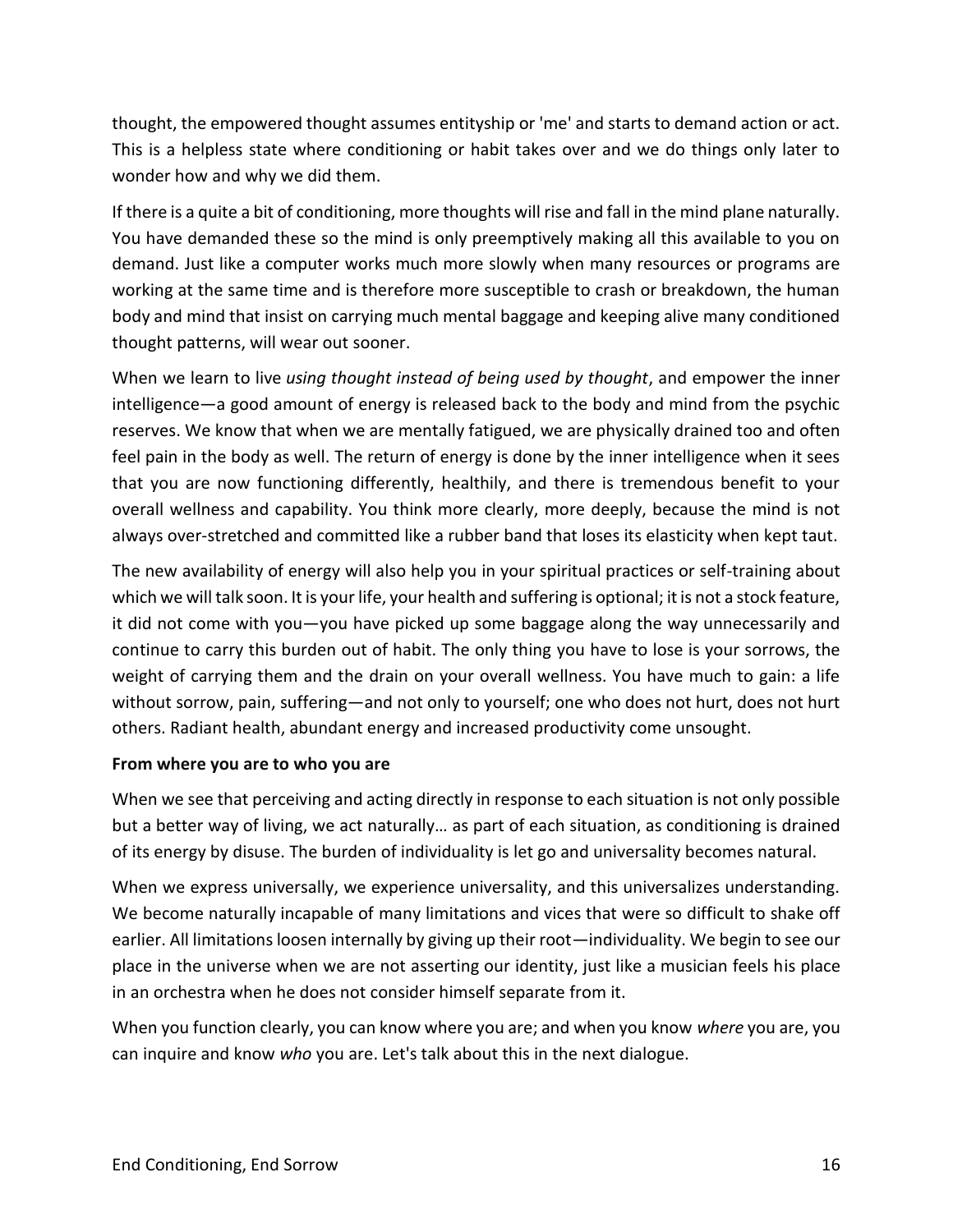thought, the empowered thought assumes entityship or 'me' and starts to demand action or act. This is a helpless state where conditioning or habit takes over and we do things only later to wonder how and why we did them.

If there is a quite a bit of conditioning, more thoughts will rise and fall in the mind plane naturally. You have demanded these so the mind is only preemptively making all this available to you on demand. Just like a computer works much more slowly when many resources or programs are working at the same time and is therefore more susceptible to crash or breakdown, the human body and mind that insist on carrying much mental baggage and keeping alive many conditioned thought patterns, will wear out sooner.

When we learn to live *using thought instead of being used by thought*, and empower the inner intelligence—a good amount of energy is released back to the body and mind from the psychic reserves. We know that when we are mentally fatigued, we are physically drained too and often feel pain in the body as well. The return of energy is done by the inner intelligence when it sees that you are now functioning differently, healthily, and there is tremendous benefit to your overall wellness and capability. You think more clearly, more deeply, because the mind is not always over-stretched and committed like a rubber band that loses its elasticity when kept taut.

The new availability of energy will also help you in your spiritual practices or self-training about which we will talk soon. It is your life, your health and suffering is optional; it is not a stock feature, it did not come with you—you have picked up some baggage along the way unnecessarily and continue to carry this burden out of habit. The only thing you have to lose is your sorrows, the weight of carrying them and the drain on your overall wellness. You have much to gain: a life without sorrow, pain, suffering—and not only to yourself; one who does not hurt, does not hurt others. Radiant health, abundant energy and increased productivity come unsought.

**From where you are to who you are**

When we see that perceiving and acting directly in response to each situation is not only possible but a better way of living, we act naturally… as part of each situation, as conditioning is drained of its energy by disuse. The burden of individuality is let go and universality becomes natural.

When we express universally, we experience universality, and this universalizes understanding. We become naturally incapable of many limitations and vices that were so difficult to shake off earlier. All limitations loosen internally by giving up their root—individuality. We begin to see our place in the universe when we are not asserting our identity, just like a musician feels his place in an orchestra when he does not consider himself separate from it.

When you function clearly, you can know where you are; and when you know *where* you are, you can inquire and know *who* you are. Let's talk about this in the next dialogue.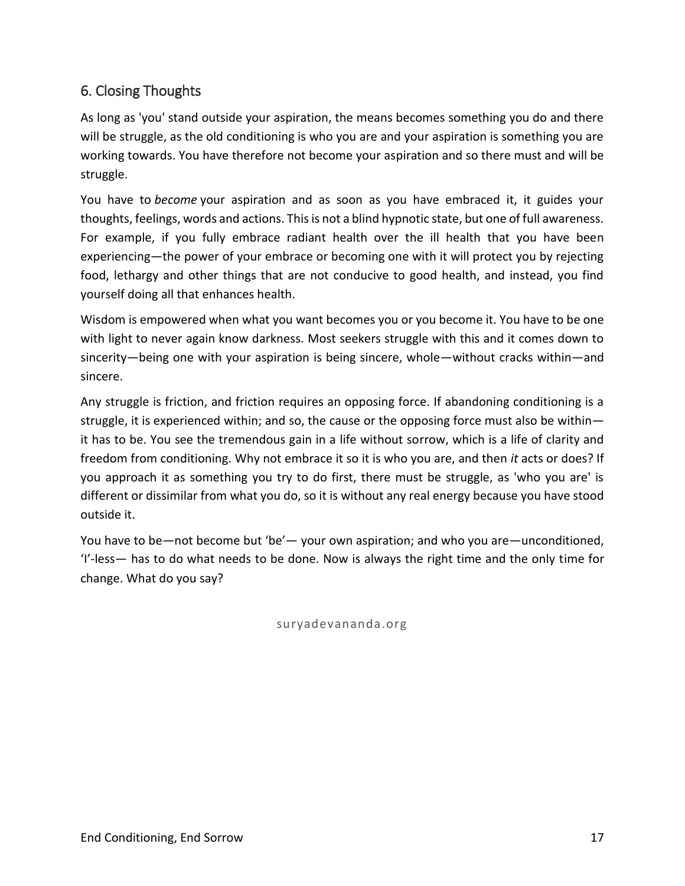## 6. Closing Thoughts

As long as 'you' stand outside your aspiration, the means becomes something you do and there will be struggle, as the old conditioning is who you are and your aspiration is something you are working towards. You have therefore not become your aspiration and so there must and will be struggle.

You have to *become* your aspiration and as soon as you have embraced it, it guides your thoughts, feelings, words and actions. This is not a blind hypnotic state, but one of full awareness. For example, if you fully embrace radiant health over the ill health that you have been experiencing—the power of your embrace or becoming one with it will protect you by rejecting food, lethargy and other things that are not conducive to good health, and instead, you find yourself doing all that enhances health.

Wisdom is empowered when what you want becomes you or you become it. You have to be one with light to never again know darkness. Most seekers struggle with this and it comes down to sincerity—being one with your aspiration is being sincere, whole—without cracks within—and sincere.

Any struggle is friction, and friction requires an opposing force. If abandoning conditioning is a struggle, it is experienced within; and so, the cause or the opposing force must also be within—it has to be. You see the tremendous gain in a life without sorrow, which is a life of clarity and freedom from conditioning. Why not embrace it so it is who you are, and then *it* acts or does? If you approach it as something you try to do first, there must be struggle, as 'who you are' is different or dissimilar from what you do, so it is without any real energy because you have stood outside it.

You have to be—not become but 'be'— your own aspiration; and who you are—unconditioned, 'I'-less— has to do what needs to be done. Now is always the right time and the only time for change. What do you say?

suryadevananda.org